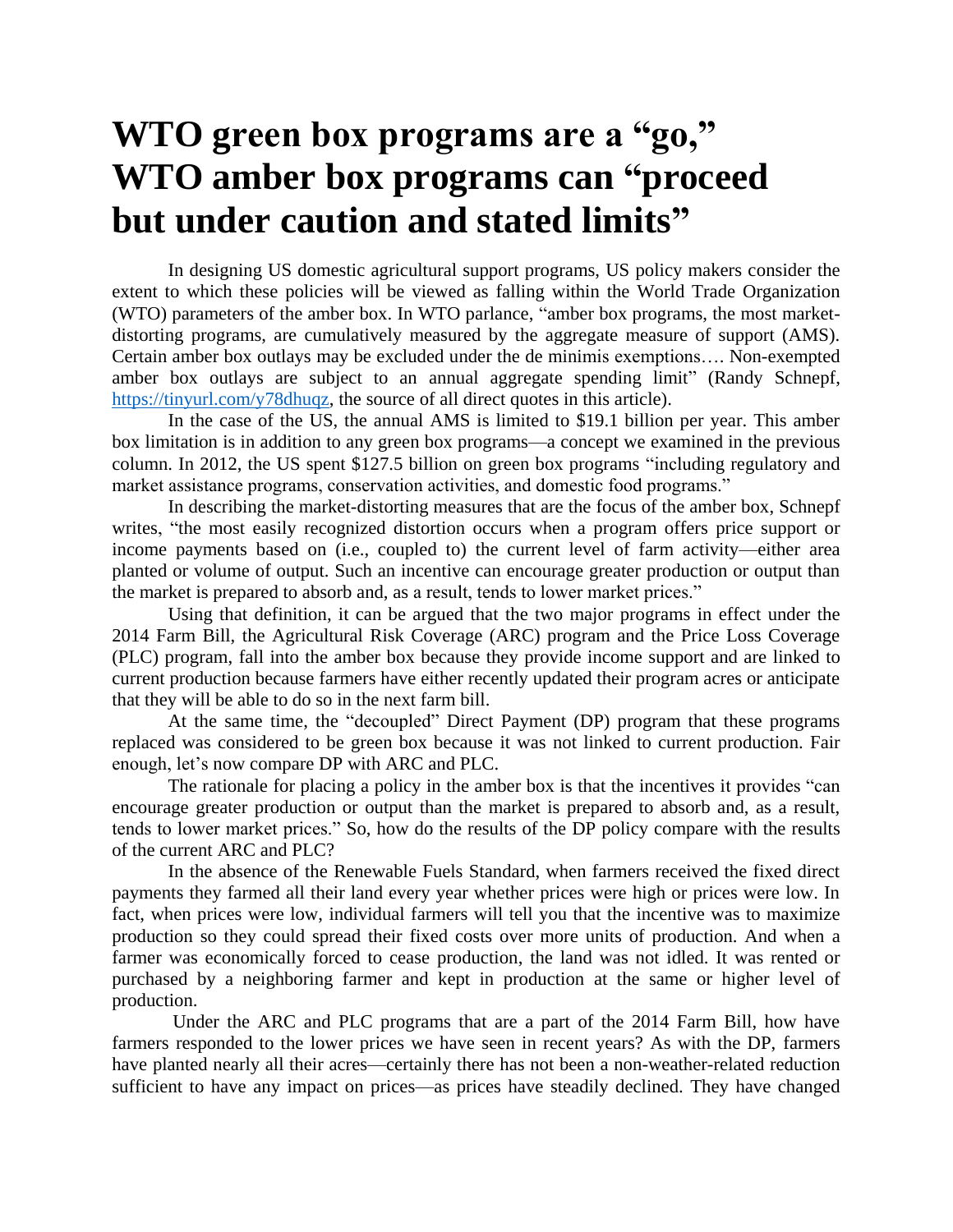# WTO green box programs are a "go," WTO amber box programs can "proceed but under caution and stated limits"

In designing US domestic agricultural support programs, US policy makers consider the extent to which these policies will be viewed as falling within the World Trade Organization (WTO) parameters of the amber box. In WTO parlance, "amber box programs, the most market-distorting programs, are cumulatively measured by the aggregate measure of support (AMS). Certain amber box outlays may be excluded under the de minimis exemptions…. Non-exempted amber box outlays are subject to an annual aggregate spending limit" (Randy Schnepf, https://tinyurl.com/y78dhuqz, the source of all direct quotes in this article).

In the case of the US, the annual AMS is limited to $19.1 billion per year. This amber box limitation is in addition to any green box programs—a concept we examined in the previous column. In 2012, the US spent $127.5 billion on green box programs "including regulatory and market assistance programs, conservation activities, and domestic food programs."

In describing the market-distorting measures that are the focus of the amber box, Schnepf writes, "the most easily recognized distortion occurs when a program offers price support or income payments based on (i.e., coupled to) the current level of farm activity—either area planted or volume of output. Such an incentive can encourage greater production or output than the market is prepared to absorb and, as a result, tends to lower market prices."

Using that definition, it can be argued that the two major programs in effect under the 2014 Farm Bill, the Agricultural Risk Coverage (ARC) program and the Price Loss Coverage (PLC) program, fall into the amber box because they provide income support and are linked to current production because farmers have either recently updated their program acres or anticipate that they will be able to do so in the next farm bill.

At the same time, the "decoupled" Direct Payment (DP) program that these programs replaced was considered to be green box because it was not linked to current production. Fair enough, let's now compare DP with ARC and PLC.

The rationale for placing a policy in the amber box is that the incentives it provides "can encourage greater production or output than the market is prepared to absorb and, as a result, tends to lower market prices." So, how do the results of the DP policy compare with the results of the current ARC and PLC?

In the absence of the Renewable Fuels Standard, when farmers received the fixed direct payments they farmed all their land every year whether prices were high or prices were low. In fact, when prices were low, individual farmers will tell you that the incentive was to maximize production so they could spread their fixed costs over more units of production. And when a farmer was economically forced to cease production, the land was not idled. It was rented or purchased by a neighboring farmer and kept in production at the same or higher level of production.

Under the ARC and PLC programs that are a part of the 2014 Farm Bill, how have farmers responded to the lower prices we have seen in recent years? As with the DP, farmers have planted nearly all their acres—certainly there has not been a non-weather-related reduction sufficient to have any impact on prices—as prices have steadily declined. They have changed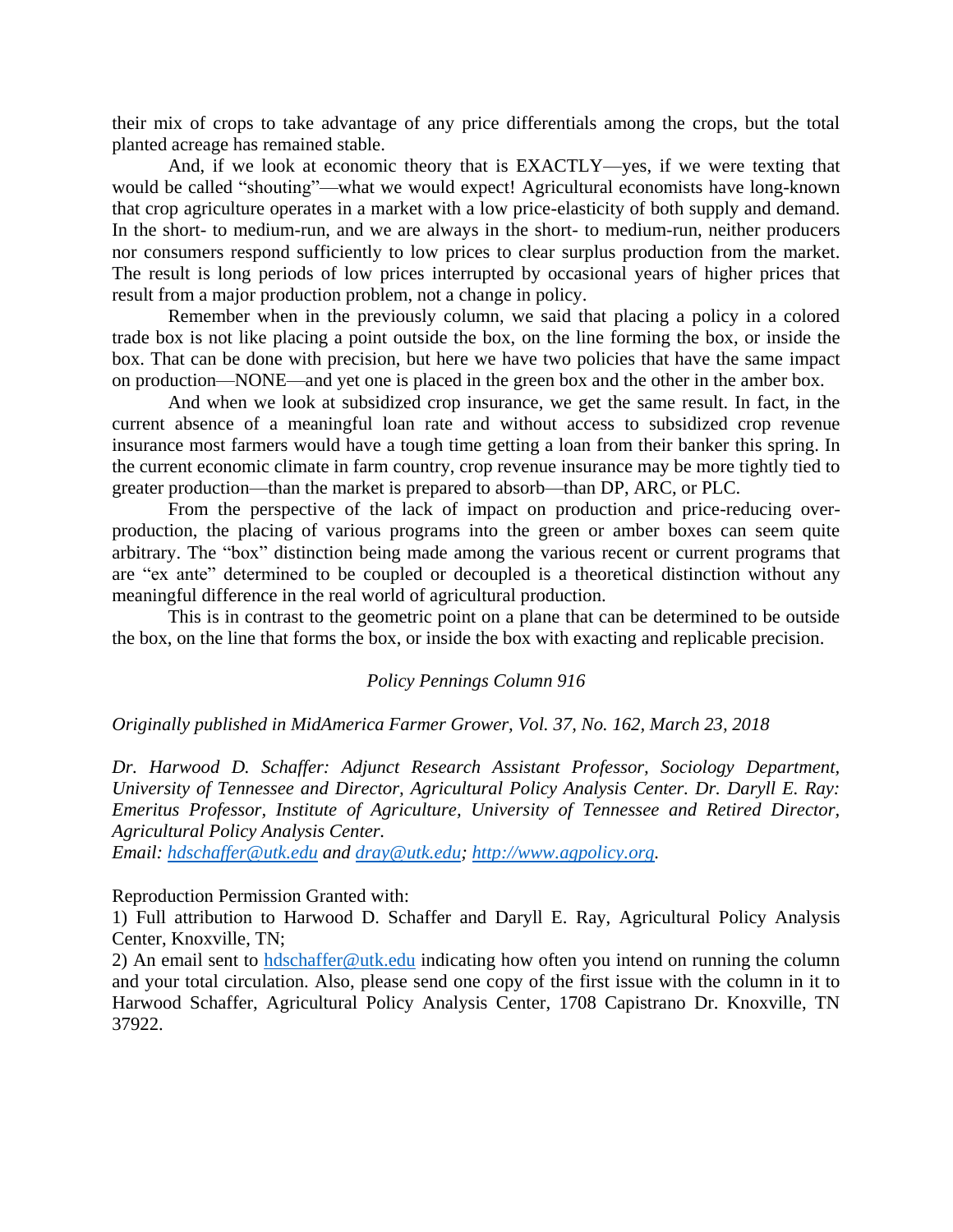their mix of crops to take advantage of any price differentials among the crops, but the total planted acreage has remained stable.

And, if we look at economic theory that is EXACTLY—yes, if we were texting that would be called "shouting"—what we would expect! Agricultural economists have long-known that crop agriculture operates in a market with a low price-elasticity of both supply and demand. In the short- to medium-run, and we are always in the short- to medium-run, neither producers nor consumers respond sufficiently to low prices to clear surplus production from the market. The result is long periods of low prices interrupted by occasional years of higher prices that result from a major production problem, not a change in policy.

Remember when in the previously column, we said that placing a policy in a colored trade box is not like placing a point outside the box, on the line forming the box, or inside the box. That can be done with precision, but here we have two policies that have the same impact on production—NONE—and yet one is placed in the green box and the other in the amber box.

And when we look at subsidized crop insurance, we get the same result. In fact, in the current absence of a meaningful loan rate and without access to subsidized crop revenue insurance most farmers would have a tough time getting a loan from their banker this spring. In the current economic climate in farm country, crop revenue insurance may be more tightly tied to greater production—than the market is prepared to absorb—than DP, ARC, or PLC.

From the perspective of the lack of impact on production and price-reducing over-production, the placing of various programs into the green or amber boxes can seem quite arbitrary. The "box" distinction being made among the various recent or current programs that are "ex ante" determined to be coupled or decoupled is a theoretical distinction without any meaningful difference in the real world of agricultural production.

This is in contrast to the geometric point on a plane that can be determined to be outside the box, on the line that forms the box, or inside the box with exacting and replicable precision.

*Policy Pennings Column 916*

*Originally published in MidAmerica Farmer Grower, Vol. 37, No. 162, March 23, 2018*

*Dr. Harwood D. Schaffer: Adjunct Research Assistant Professor, Sociology Department, University of Tennessee and Director, Agricultural Policy Analysis Center. Dr. Daryll E. Ray: Emeritus Professor, Institute of Agriculture, University of Tennessee and Retired Director, Agricultural Policy Analysis Center.*
*Email: hdschaffer@utk.edu and dray@utk.edu; http://www.agpolicy.org.*

Reproduction Permission Granted with:
1) Full attribution to Harwood D. Schaffer and Daryll E. Ray, Agricultural Policy Analysis Center, Knoxville, TN;
2) An email sent to hdschaffer@utk.edu indicating how often you intend on running the column and your total circulation. Also, please send one copy of the first issue with the column in it to Harwood Schaffer, Agricultural Policy Analysis Center, 1708 Capistrano Dr. Knoxville, TN 37922.